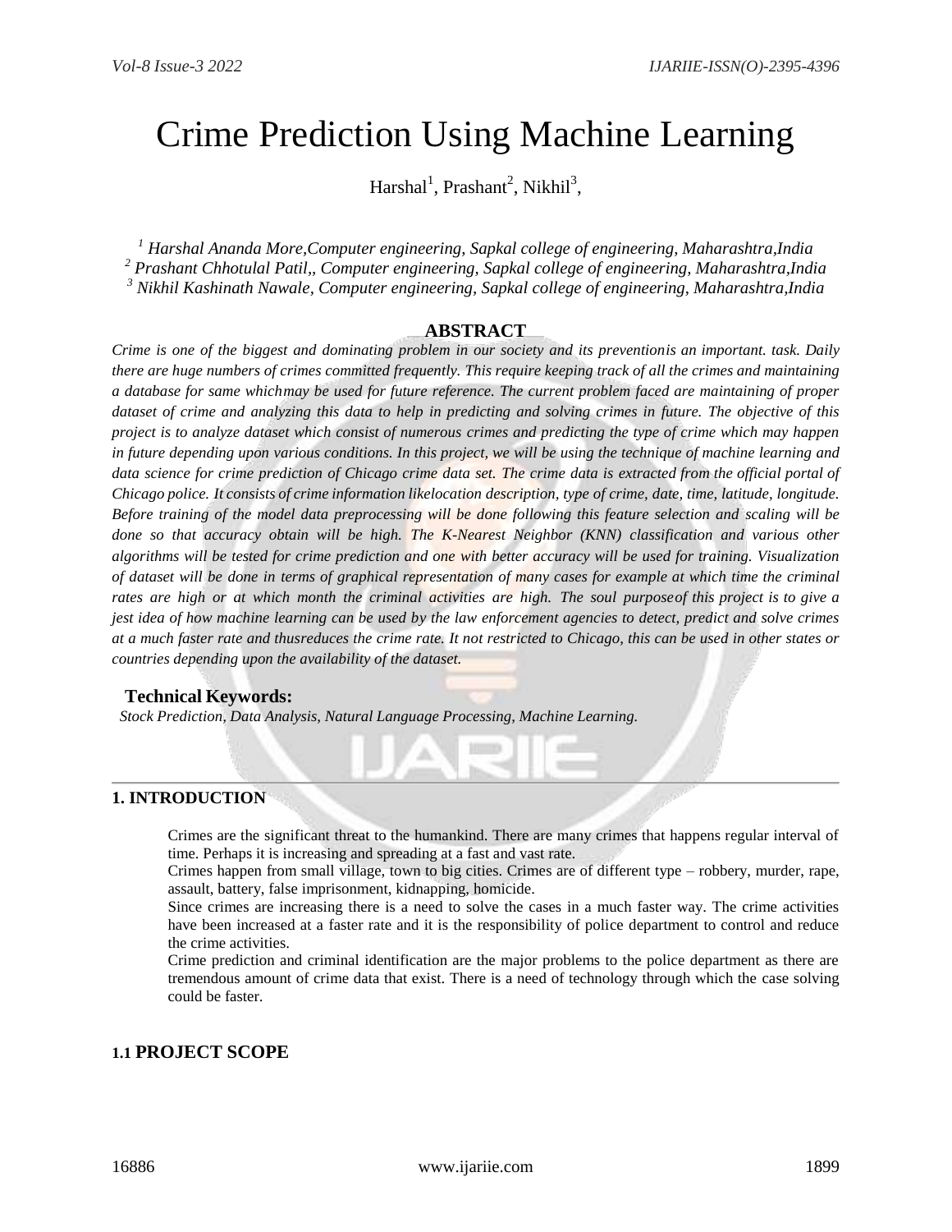# Crime Prediction Using Machine Learning

Harshal[1], Prashant[2], Nikhil[3],

*[1] Harshal Ananda More,Computer engineering, Sapkal college of engineering, Maharashtra,India*
*[2] Prashant Chhotulal Patil,, Computer engineering, Sapkal college of engineering, Maharashtra,India*
*[3] Nikhil Kashinath Nawale, Computer engineering, Sapkal college of engineering, Maharashtra,India*

## ABSTRACT

*Crime is one of the biggest and dominating problem in our society and its preventionis an important. task. Daily there are huge numbers of crimes committed frequently. This require keeping track of all the crimes and maintaining a database for same whichmay be used for future reference. The current problem faced are maintaining of proper dataset of crime and analyzing this data to help in predicting and solving crimes in future. The objective of this project is to analyze dataset which consist of numerous crimes and predicting the type of crime which may happen in future depending upon various conditions. In this project, we will be using the technique of machine learning and data science for crime prediction of Chicago crime data set. The crime data is extracted from the official portal of Chicago police. It consists of crime information likelocation description, type of crime, date, time, latitude, longitude. Before training of the model data preprocessing will be done following this feature selection and scaling will be done so that accuracy obtain will be high. The K-Nearest Neighbor (KNN) classification and various other algorithms will be tested for crime prediction and one with better accuracy will be used for training. Visualization of dataset will be done in terms of graphical representation of many cases for example at which time the criminal rates are high or at which month the criminal activities are high. The soul purposeof this project is to give a jest idea of how machine learning can be used by the law enforcement agencies to detect, predict and solve crimes at a much faster rate and thusreduces the crime rate. It not restricted to Chicago, this can be used in other states or countries depending upon the availability of the dataset.*

**Technical Keywords:**

*Stock Prediction, Data Analysis, Natural Language Processing, Machine Learning.*

## 1. INTRODUCTION

Crimes are the significant threat to the humankind. There are many crimes that happens regular interval of time. Perhaps it is increasing and spreading at a fast and vast rate.

Crimes happen from small village, town to big cities. Crimes are of different type – robbery, murder, rape, assault, battery, false imprisonment, kidnapping, homicide.

Since crimes are increasing there is a need to solve the cases in a much faster way. The crime activities have been increased at a faster rate and it is the responsibility of police department to control and reduce the crime activities.

Crime prediction and criminal identification are the major problems to the police department as there are tremendous amount of crime data that exist. There is a need of technology through which the case solving could be faster.

### 1.1 PROJECT SCOPE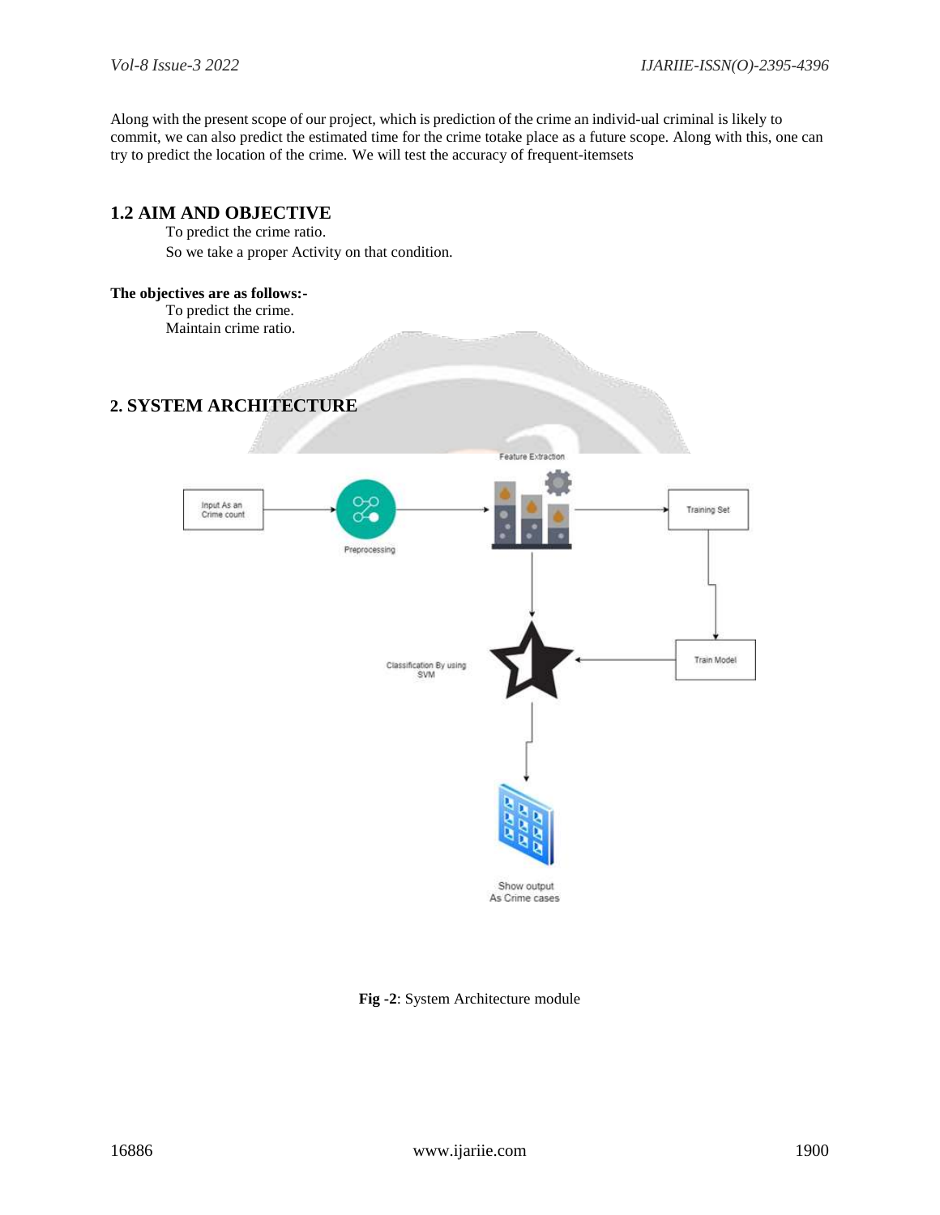Along with the present scope of our project, which is prediction of the crime an individ-ual criminal is likely to commit, we can also predict the estimated time for the crime totake place as a future scope. Along with this, one can try to predict the location of the crime. We will test the accuracy of frequent-itemsets

## 1.2 AIM AND OBJECTIVE

To predict the crime ratio.

So we take a proper Activity on that condition.

**The objectives are as follows:-**

To predict the crime.

Maintain crime ratio.

## 2. SYSTEM ARCHITECTURE

Input As an Crime count

Preprocessing

Feature Extraction

Training Set

Train Model

Classification By using SVM

Show output As Crime cases

**Fig -2**: System Architecture module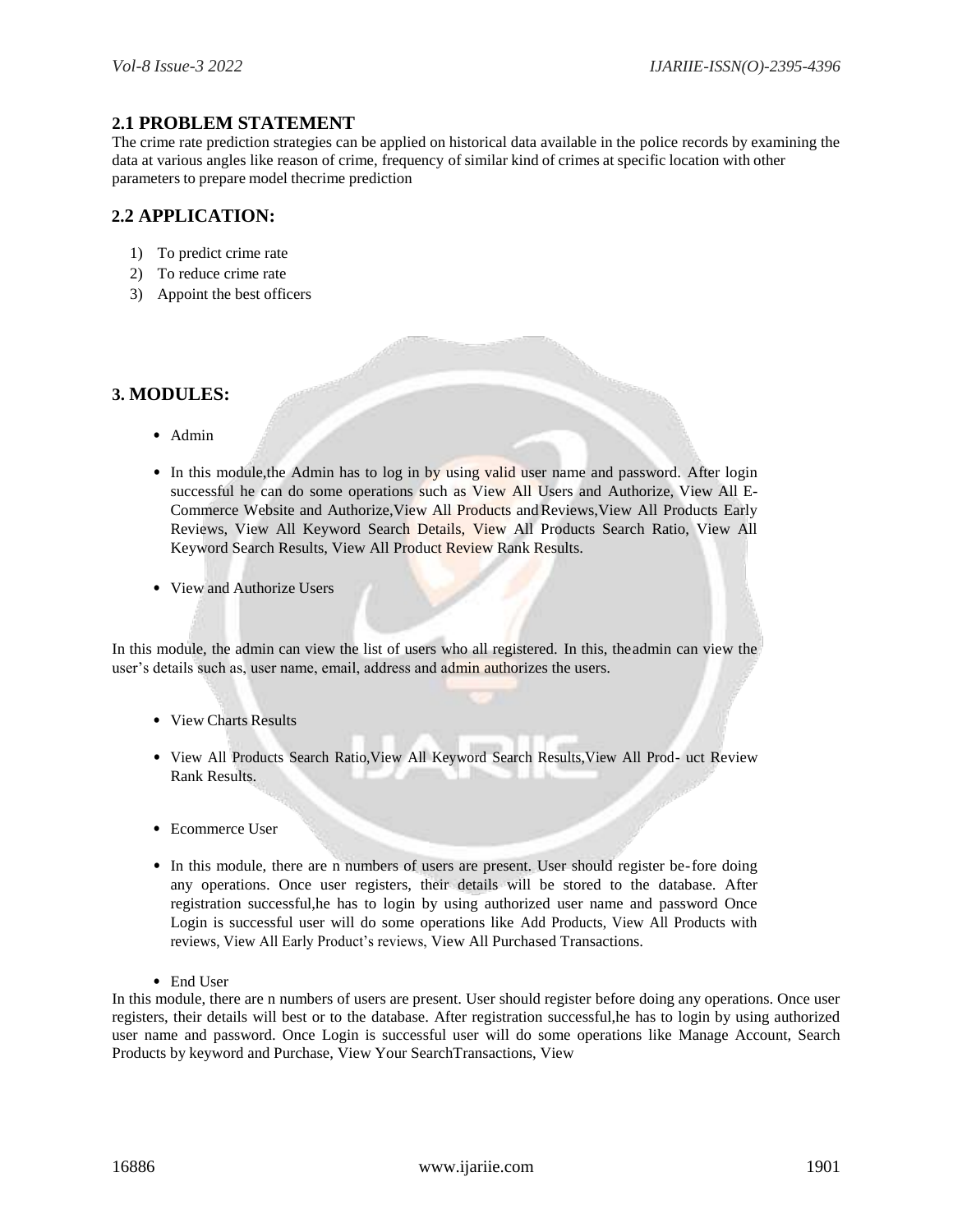## 2.1 PROBLEM STATEMENT

The crime rate prediction strategies can be applied on historical data available in the police records by examining the data at various angles like reason of crime, frequency of similar kind of crimes at specific location with other parameters to prepare model thecrime prediction

## 2.2 APPLICATION:

1) To predict crime rate
2) To reduce crime rate
3) Appoint the best officers

## 3. MODULES:

- Admin
- In this module,the Admin has to log in by using valid user name and password. After login successful he can do some operations such as View All Users and Authorize, View All E-Commerce Website and Authorize,View All Products and Reviews,View All Products Early Reviews, View All Keyword Search Details, View All Products Search Ratio, View All Keyword Search Results, View All Product Review Rank Results.
- View and Authorize Users

In this module, the admin can view the list of users who all registered. In this, theadmin can view the user's details such as, user name, email, address and admin authorizes the users.

- View Charts Results
- View All Products Search Ratio,View All Keyword Search Results,View All Prod- uct Review Rank Results.
- Ecommerce User
- In this module, there are n numbers of users are present. User should register be-fore doing any operations. Once user registers, their details will be stored to the database. After registration successful,he has to login by using authorized user name and password Once Login is successful user will do some operations like Add Products, View All Products with reviews, View All Early Product's reviews, View All Purchased Transactions.
- End User

In this module, there are n numbers of users are present. User should register before doing any operations. Once user registers, their details will best or to the database. After registration successful,he has to login by using authorized user name and password. Once Login is successful user will do some operations like Manage Account, Search Products by keyword and Purchase, View Your SearchTransactions, View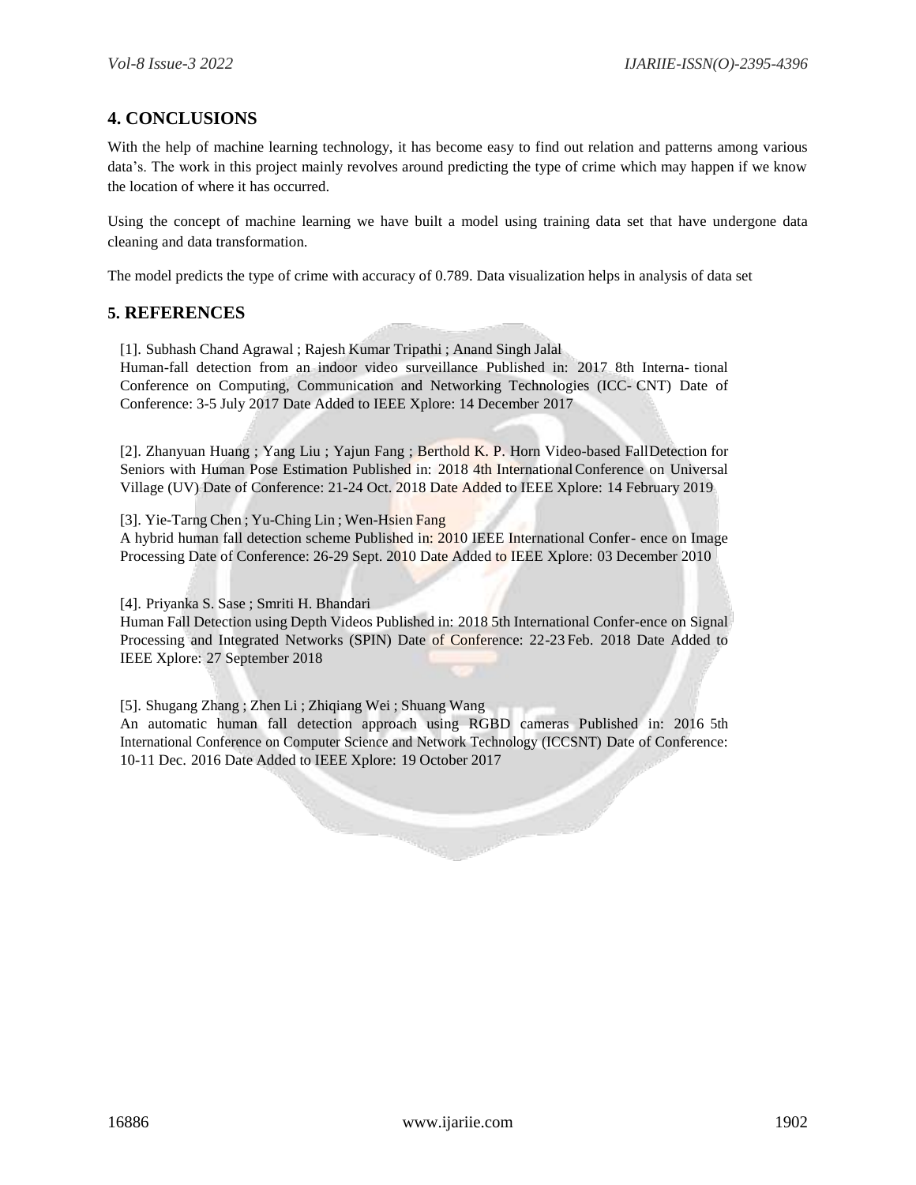## 4. CONCLUSIONS

With the help of machine learning technology, it has become easy to find out relation and patterns among various data's. The work in this project mainly revolves around predicting the type of crime which may happen if we know the location of where it has occurred.

Using the concept of machine learning we have built a model using training data set that have undergone data cleaning and data transformation.

The model predicts the type of crime with accuracy of 0.789. Data visualization helps in analysis of data set

## 5. REFERENCES

[1]. Subhash Chand Agrawal ; Rajesh Kumar Tripathi ; Anand Singh Jalal
Human-fall detection from an indoor video surveillance Published in: 2017 8th Interna- tional Conference on Computing, Communication and Networking Technologies (ICC- CNT) Date of Conference: 3-5 July 2017 Date Added to IEEE Xplore: 14 December 2017

[2]. Zhanyuan Huang ; Yang Liu ; Yajun Fang ; Berthold K. P. Horn Video-based FallDetection for Seniors with Human Pose Estimation Published in: 2018 4th InternationalConference on Universal Village (UV) Date of Conference: 21-24 Oct. 2018 Date Added to IEEE Xplore: 14 February 2019

[3]. Yie-Tarng Chen ; Yu-Ching Lin ; Wen-Hsien Fang
A hybrid human fall detection scheme Published in: 2010 IEEE International Confer- ence on Image Processing Date of Conference: 26-29 Sept. 2010 Date Added to IEEE Xplore: 03 December 2010

[4]. Priyanka S. Sase ; Smriti H. Bhandari
Human Fall Detection using Depth Videos Published in: 2018 5th International Confer-ence on Signal Processing and Integrated Networks (SPIN) Date of Conference: 22-23 Feb. 2018 Date Added to IEEE Xplore: 27 September 2018

[5]. Shugang Zhang ; Zhen Li ; Zhiqiang Wei ; Shuang Wang
An automatic human fall detection approach using RGBD cameras Published in: 2016 5th International Conference on Computer Science and Network Technology (ICCSNT) Date of Conference: 10-11 Dec. 2016 Date Added to IEEE Xplore: 19 October 2017